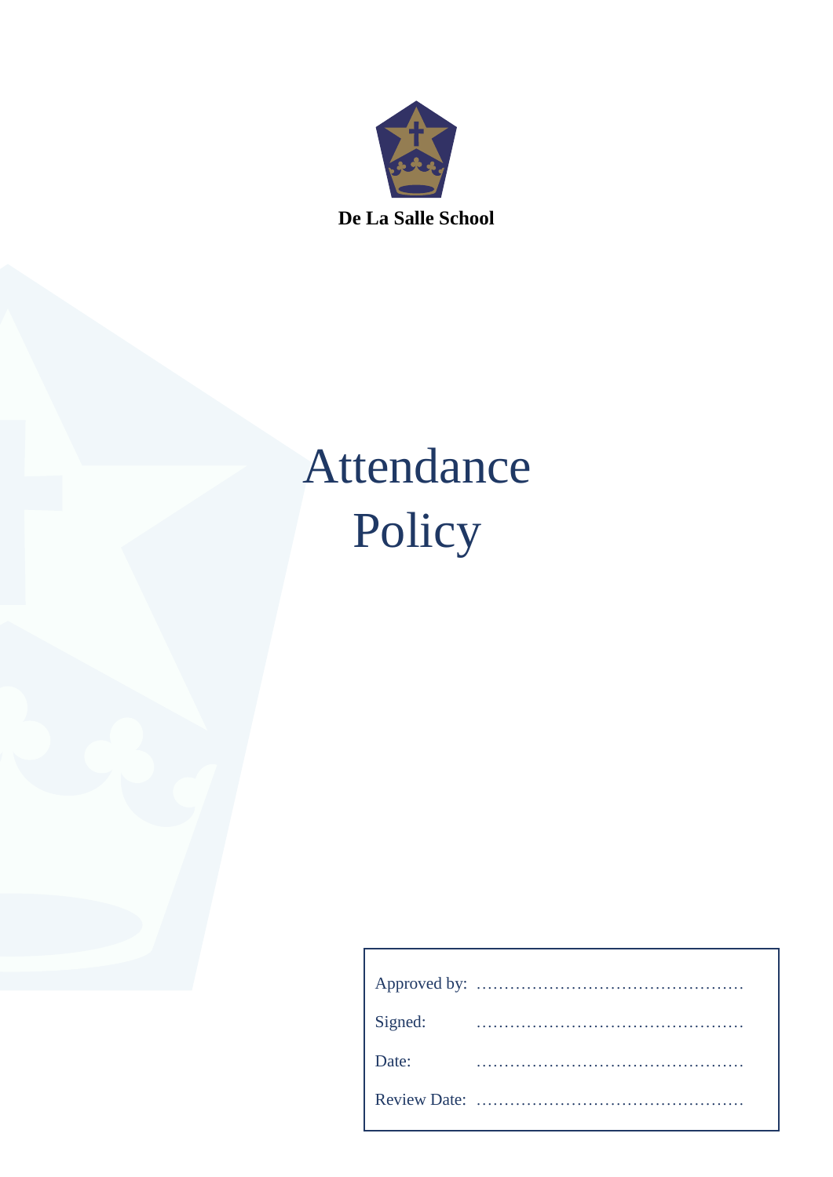**De La Salle School**

# Attendance Policy

| | |
|---|---|
| Approved by: | ………………………………………… |
| Signed: | ………………………………………… |
| Date: | ………………………………………… |
| Review Date: | ………………………………………… |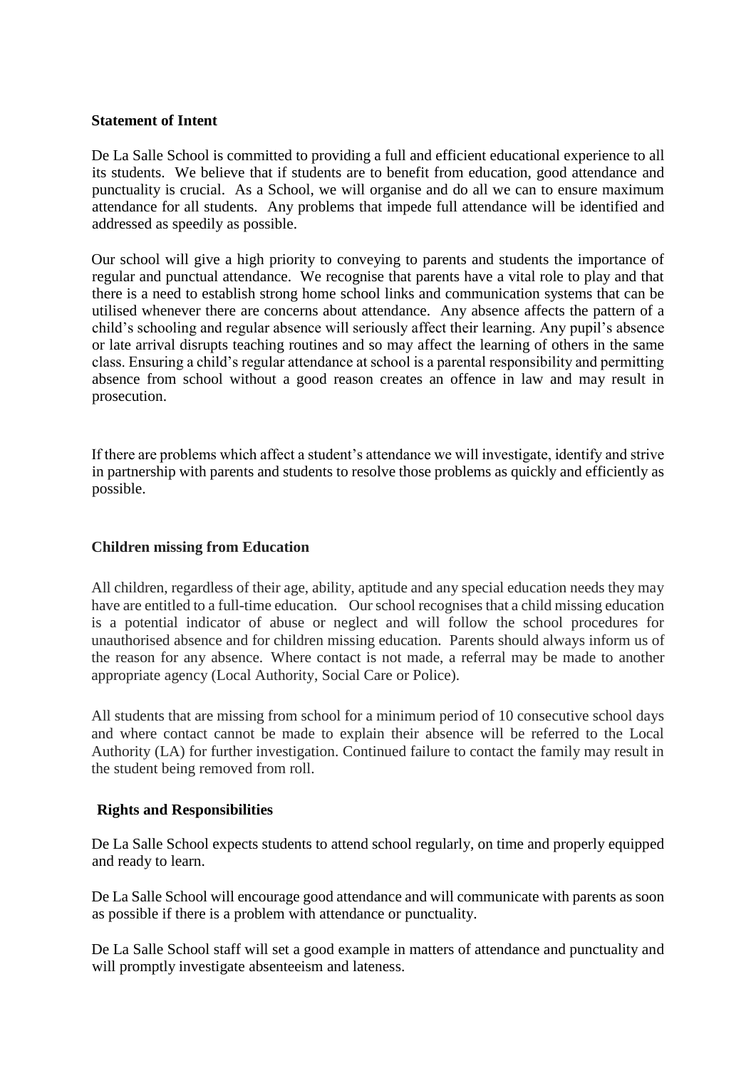**Statement of Intent**

De La Salle School is committed to providing a full and efficient educational experience to all its students. We believe that if students are to benefit from education, good attendance and punctuality is crucial. As a School, we will organise and do all we can to ensure maximum attendance for all students. Any problems that impede full attendance will be identified and addressed as speedily as possible.

Our school will give a high priority to conveying to parents and students the importance of regular and punctual attendance. We recognise that parents have a vital role to play and that there is a need to establish strong home school links and communication systems that can be utilised whenever there are concerns about attendance. Any absence affects the pattern of a child's schooling and regular absence will seriously affect their learning. Any pupil's absence or late arrival disrupts teaching routines and so may affect the learning of others in the same class. Ensuring a child's regular attendance at school is a parental responsibility and permitting absence from school without a good reason creates an offence in law and may result in prosecution.

If there are problems which affect a student's attendance we will investigate, identify and strive in partnership with parents and students to resolve those problems as quickly and efficiently as possible.

**Children missing from Education**

All children, regardless of their age, ability, aptitude and any special education needs they may have are entitled to a full-time education. Our school recognises that a child missing education is a potential indicator of abuse or neglect and will follow the school procedures for unauthorised absence and for children missing education. Parents should always inform us of the reason for any absence. Where contact is not made, a referral may be made to another appropriate agency (Local Authority, Social Care or Police).

All students that are missing from school for a minimum period of 10 consecutive school days and where contact cannot be made to explain their absence will be referred to the Local Authority (LA) for further investigation. Continued failure to contact the family may result in the student being removed from roll.

**Rights and Responsibilities**

De La Salle School expects students to attend school regularly, on time and properly equipped and ready to learn.

De La Salle School will encourage good attendance and will communicate with parents as soon as possible if there is a problem with attendance or punctuality.

De La Salle School staff will set a good example in matters of attendance and punctuality and will promptly investigate absenteeism and lateness.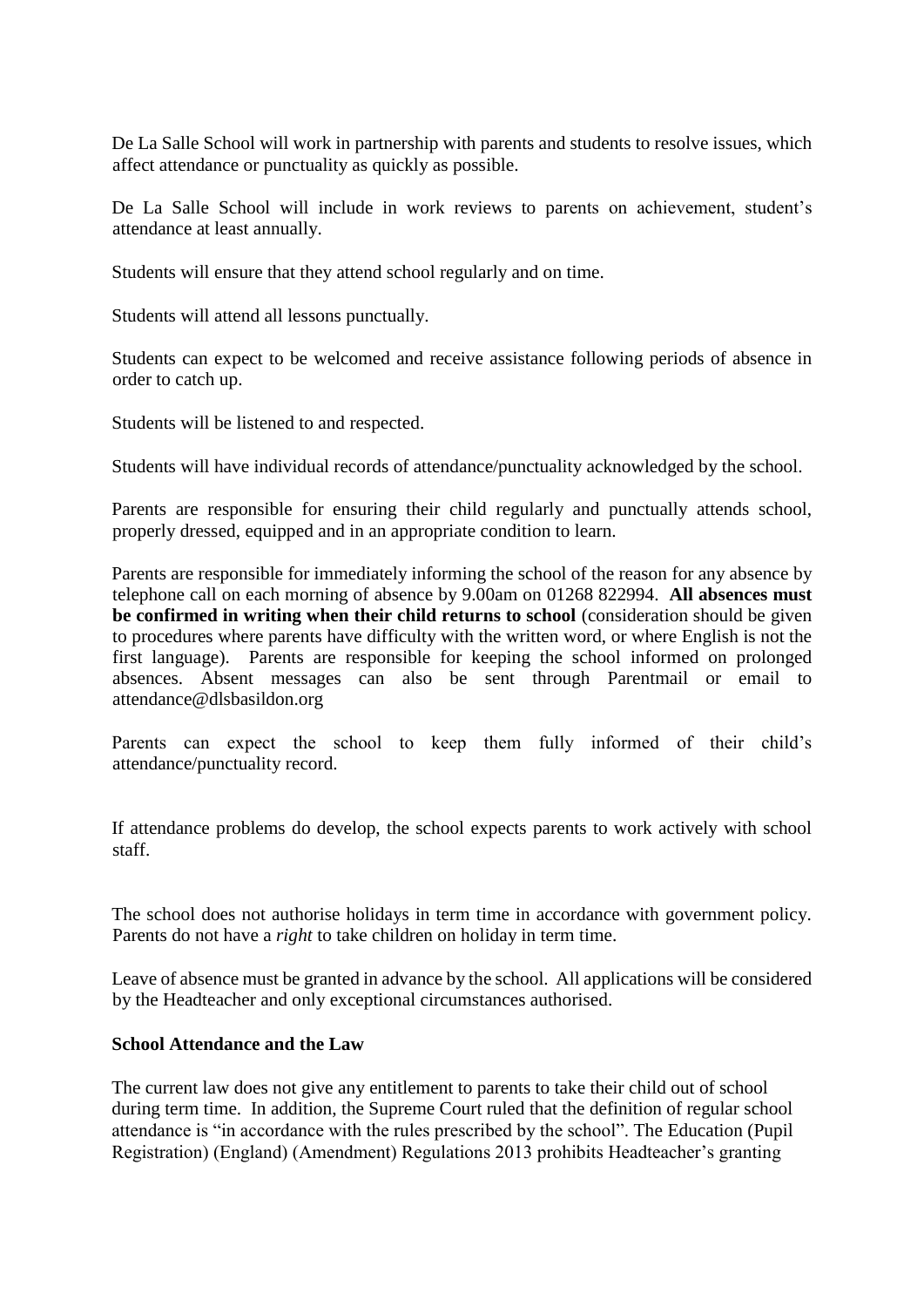De La Salle School will work in partnership with parents and students to resolve issues, which affect attendance or punctuality as quickly as possible.

De La Salle School will include in work reviews to parents on achievement, student's attendance at least annually.

Students will ensure that they attend school regularly and on time.

Students will attend all lessons punctually.

Students can expect to be welcomed and receive assistance following periods of absence in order to catch up.

Students will be listened to and respected.

Students will have individual records of attendance/punctuality acknowledged by the school.

Parents are responsible for ensuring their child regularly and punctually attends school, properly dressed, equipped and in an appropriate condition to learn.

Parents are responsible for immediately informing the school of the reason for any absence by telephone call on each morning of absence by 9.00am on 01268 822994. **All absences must be confirmed in writing when their child returns to school** (consideration should be given to procedures where parents have difficulty with the written word, or where English is not the first language). Parents are responsible for keeping the school informed on prolonged absences. Absent messages can also be sent through Parentmail or email to attendance@dlsbasildon.org

Parents can expect the school to keep them fully informed of their child's attendance/punctuality record.

If attendance problems do develop, the school expects parents to work actively with school staff.

The school does not authorise holidays in term time in accordance with government policy. Parents do not have a *right* to take children on holiday in term time.

Leave of absence must be granted in advance by the school. All applications will be considered by the Headteacher and only exceptional circumstances authorised.

**School Attendance and the Law**

The current law does not give any entitlement to parents to take their child out of school during term time. In addition, the Supreme Court ruled that the definition of regular school attendance is "in accordance with the rules prescribed by the school". The Education (Pupil Registration) (England) (Amendment) Regulations 2013 prohibits Headteacher's granting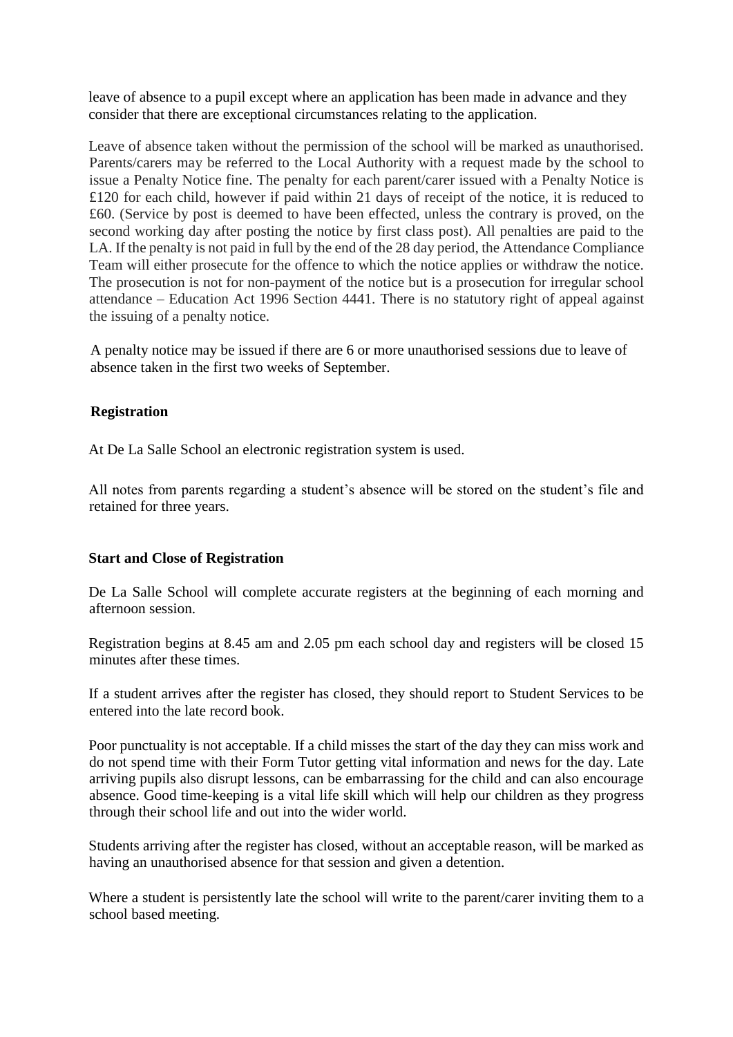leave of absence to a pupil except where an application has been made in advance and they consider that there are exceptional circumstances relating to the application.

Leave of absence taken without the permission of the school will be marked as unauthorised. Parents/carers may be referred to the Local Authority with a request made by the school to issue a Penalty Notice fine. The penalty for each parent/carer issued with a Penalty Notice is £120 for each child, however if paid within 21 days of receipt of the notice, it is reduced to £60. (Service by post is deemed to have been effected, unless the contrary is proved, on the second working day after posting the notice by first class post). All penalties are paid to the LA. If the penalty is not paid in full by the end of the 28 day period, the Attendance Compliance Team will either prosecute for the offence to which the notice applies or withdraw the notice. The prosecution is not for non-payment of the notice but is a prosecution for irregular school attendance – Education Act 1996 Section 4441. There is no statutory right of appeal against the issuing of a penalty notice.

A penalty notice may be issued if there are 6 or more unauthorised sessions due to leave of absence taken in the first two weeks of September.

**Registration**

At De La Salle School an electronic registration system is used.

All notes from parents regarding a student's absence will be stored on the student's file and retained for three years.

**Start and Close of Registration**

De La Salle School will complete accurate registers at the beginning of each morning and afternoon session.

Registration begins at 8.45 am and 2.05 pm each school day and registers will be closed 15 minutes after these times.

If a student arrives after the register has closed, they should report to Student Services to be entered into the late record book.

Poor punctuality is not acceptable. If a child misses the start of the day they can miss work and do not spend time with their Form Tutor getting vital information and news for the day. Late arriving pupils also disrupt lessons, can be embarrassing for the child and can also encourage absence. Good time-keeping is a vital life skill which will help our children as they progress through their school life and out into the wider world.

Students arriving after the register has closed, without an acceptable reason, will be marked as having an unauthorised absence for that session and given a detention.

Where a student is persistently late the school will write to the parent/carer inviting them to a school based meeting.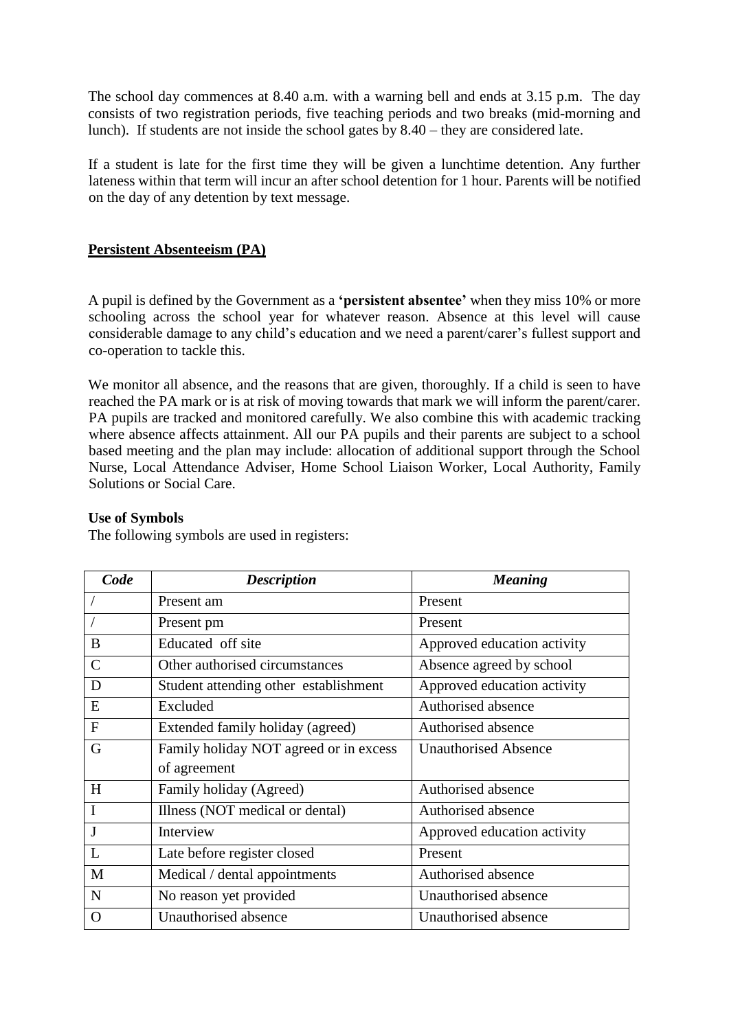The school day commences at 8.40 a.m. with a warning bell and ends at 3.15 p.m. The day consists of two registration periods, five teaching periods and two breaks (mid-morning and lunch). If students are not inside the school gates by 8.40 – they are considered late.

If a student is late for the first time they will be given a lunchtime detention. Any further lateness within that term will incur an after school detention for 1 hour. Parents will be notified on the day of any detention by text message.

## Persistent Absenteeism (PA)

A pupil is defined by the Government as a **'persistent absentee'** when they miss 10% or more schooling across the school year for whatever reason. Absence at this level will cause considerable damage to any child's education and we need a parent/carer's fullest support and co-operation to tackle this.

We monitor all absence, and the reasons that are given, thoroughly. If a child is seen to have reached the PA mark or is at risk of moving towards that mark we will inform the parent/carer. PA pupils are tracked and monitored carefully. We also combine this with academic tracking where absence affects attainment. All our PA pupils and their parents are subject to a school based meeting and the plan may include: allocation of additional support through the School Nurse, Local Attendance Adviser, Home School Liaison Worker, Local Authority, Family Solutions or Social Care.

**Use of Symbols**

The following symbols are used in registers:

| *Code* | *Description* | *Meaning* |
|---|---|---|
| / | Present am | Present |
| / | Present pm | Present |
| B | Educated off site | Approved education activity |
| C | Other authorised circumstances | Absence agreed by school |
| D | Student attending other establishment | Approved education activity |
| E | Excluded | Authorised absence |
| F | Extended family holiday (agreed) | Authorised absence |
| G | Family holiday NOT agreed or in excess of agreement | Unauthorised Absence |
| H | Family holiday (Agreed) | Authorised absence |
| I | Illness (NOT medical or dental) | Authorised absence |
| J | Interview | Approved education activity |
| L | Late before register closed | Present |
| M | Medical / dental appointments | Authorised absence |
| N | No reason yet provided | Unauthorised absence |
| O | Unauthorised absence | Unauthorised absence |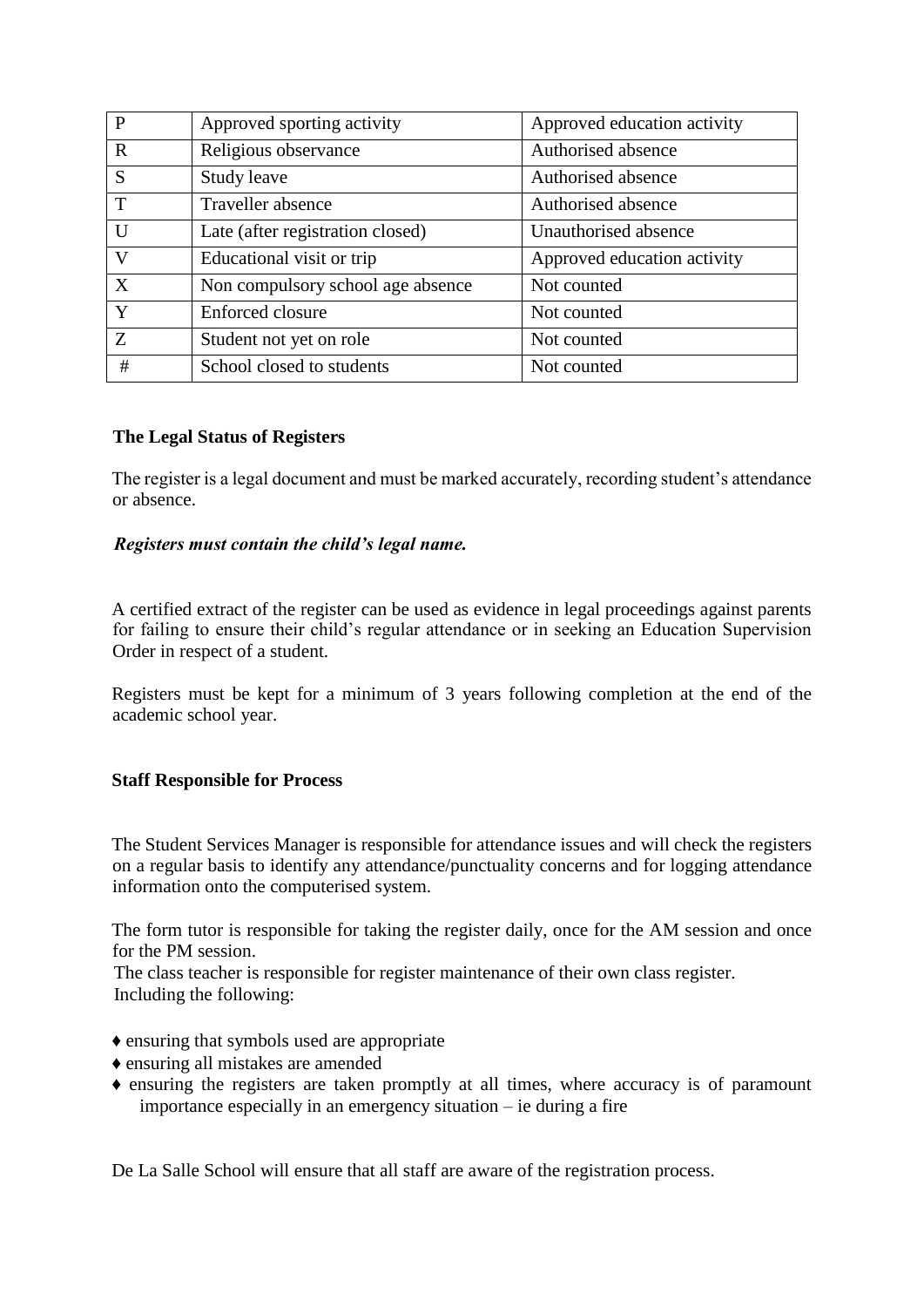| P | Approved sporting activity | Approved education activity |
|---|---|---|
| R | Religious observance | Authorised absence |
| S | Study leave | Authorised absence |
| T | Traveller absence | Authorised absence |
| U | Late (after registration closed) | Unauthorised absence |
| V | Educational visit or trip | Approved education activity |
| X | Non compulsory school age absence | Not counted |
| Y | Enforced closure | Not counted |
| Z | Student not yet on role | Not counted |
| # | School closed to students | Not counted |

**The Legal Status of Registers**

The register is a legal document and must be marked accurately, recording student's attendance or absence.

***Registers must contain the child's legal name.***

A certified extract of the register can be used as evidence in legal proceedings against parents for failing to ensure their child's regular attendance or in seeking an Education Supervision Order in respect of a student.

Registers must be kept for a minimum of 3 years following completion at the end of the academic school year.

**Staff Responsible for Process**

The Student Services Manager is responsible for attendance issues and will check the registers on a regular basis to identify any attendance/punctuality concerns and for logging attendance information onto the computerised system.

The form tutor is responsible for taking the register daily, once for the AM session and once for the PM session.
The class teacher is responsible for register maintenance of their own class register. Including the following:

- ♦ ensuring that symbols used are appropriate
- ♦ ensuring all mistakes are amended
- ♦ ensuring the registers are taken promptly at all times, where accuracy is of paramount importance especially in an emergency situation – ie during a fire

De La Salle School will ensure that all staff are aware of the registration process.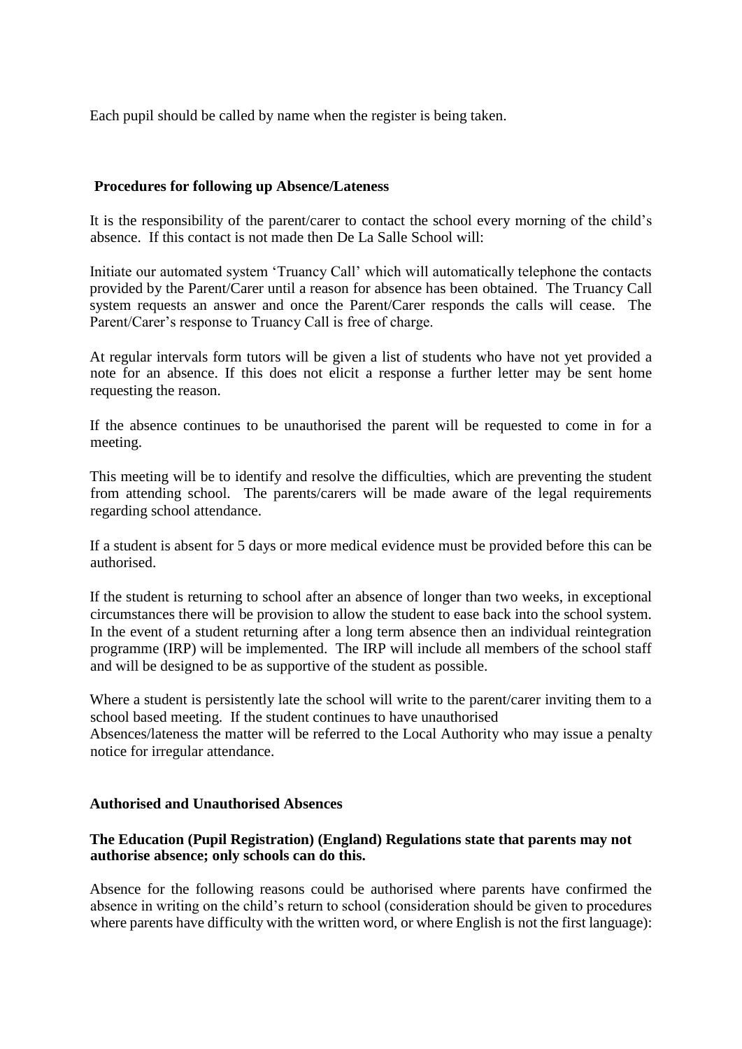Each pupil should be called by name when the register is being taken.

**Procedures for following up Absence/Lateness**

It is the responsibility of the parent/carer to contact the school every morning of the child's absence. If this contact is not made then De La Salle School will:

Initiate our automated system 'Truancy Call' which will automatically telephone the contacts provided by the Parent/Carer until a reason for absence has been obtained. The Truancy Call system requests an answer and once the Parent/Carer responds the calls will cease. The Parent/Carer's response to Truancy Call is free of charge.

At regular intervals form tutors will be given a list of students who have not yet provided a note for an absence. If this does not elicit a response a further letter may be sent home requesting the reason.

If the absence continues to be unauthorised the parent will be requested to come in for a meeting.

This meeting will be to identify and resolve the difficulties, which are preventing the student from attending school. The parents/carers will be made aware of the legal requirements regarding school attendance.

If a student is absent for 5 days or more medical evidence must be provided before this can be authorised.

If the student is returning to school after an absence of longer than two weeks, in exceptional circumstances there will be provision to allow the student to ease back into the school system. In the event of a student returning after a long term absence then an individual reintegration programme (IRP) will be implemented. The IRP will include all members of the school staff and will be designed to be as supportive of the student as possible.

Where a student is persistently late the school will write to the parent/carer inviting them to a school based meeting. If the student continues to have unauthorised Absences/lateness the matter will be referred to the Local Authority who may issue a penalty notice for irregular attendance.

**Authorised and Unauthorised Absences**

**The Education (Pupil Registration) (England) Regulations state that parents may not authorise absence; only schools can do this.**

Absence for the following reasons could be authorised where parents have confirmed the absence in writing on the child's return to school (consideration should be given to procedures where parents have difficulty with the written word, or where English is not the first language):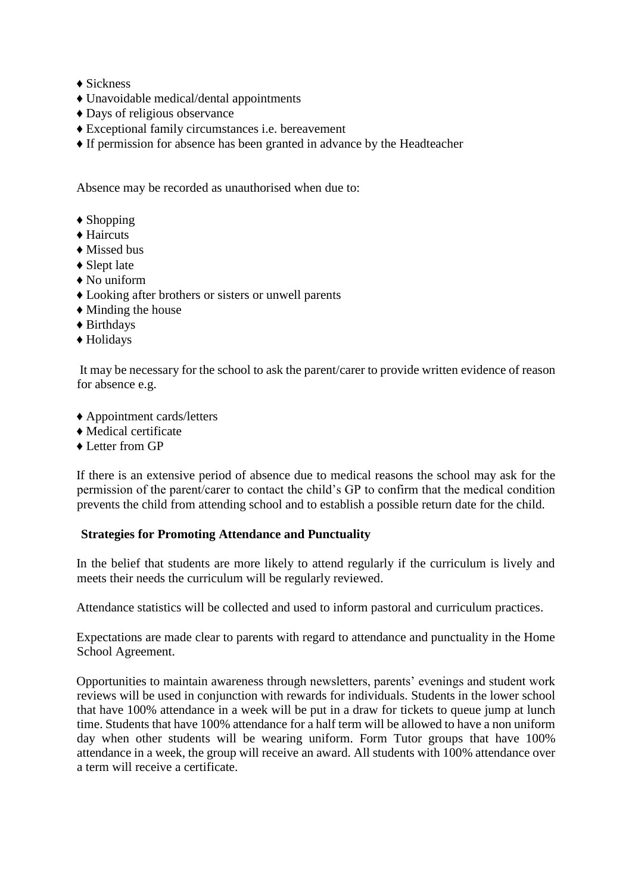- ♦ Sickness
- ♦ Unavoidable medical/dental appointments
- ♦ Days of religious observance
- ♦ Exceptional family circumstances i.e. bereavement
- ♦ If permission for absence has been granted in advance by the Headteacher

Absence may be recorded as unauthorised when due to:

- ♦ Shopping
- ♦ Haircuts
- ♦ Missed bus
- ♦ Slept late
- ♦ No uniform
- ♦ Looking after brothers or sisters or unwell parents
- ♦ Minding the house
- ♦ Birthdays
- ♦ Holidays

It may be necessary for the school to ask the parent/carer to provide written evidence of reason for absence e.g.

- ♦ Appointment cards/letters
- ♦ Medical certificate
- ♦ Letter from GP

If there is an extensive period of absence due to medical reasons the school may ask for the permission of the parent/carer to contact the child's GP to confirm that the medical condition prevents the child from attending school and to establish a possible return date for the child.

**Strategies for Promoting Attendance and Punctuality**

In the belief that students are more likely to attend regularly if the curriculum is lively and meets their needs the curriculum will be regularly reviewed.

Attendance statistics will be collected and used to inform pastoral and curriculum practices.

Expectations are made clear to parents with regard to attendance and punctuality in the Home School Agreement.

Opportunities to maintain awareness through newsletters, parents' evenings and student work reviews will be used in conjunction with rewards for individuals. Students in the lower school that have 100% attendance in a week will be put in a draw for tickets to queue jump at lunch time. Students that have 100% attendance for a half term will be allowed to have a non uniform day when other students will be wearing uniform. Form Tutor groups that have 100% attendance in a week, the group will receive an award. All students with 100% attendance over a term will receive a certificate.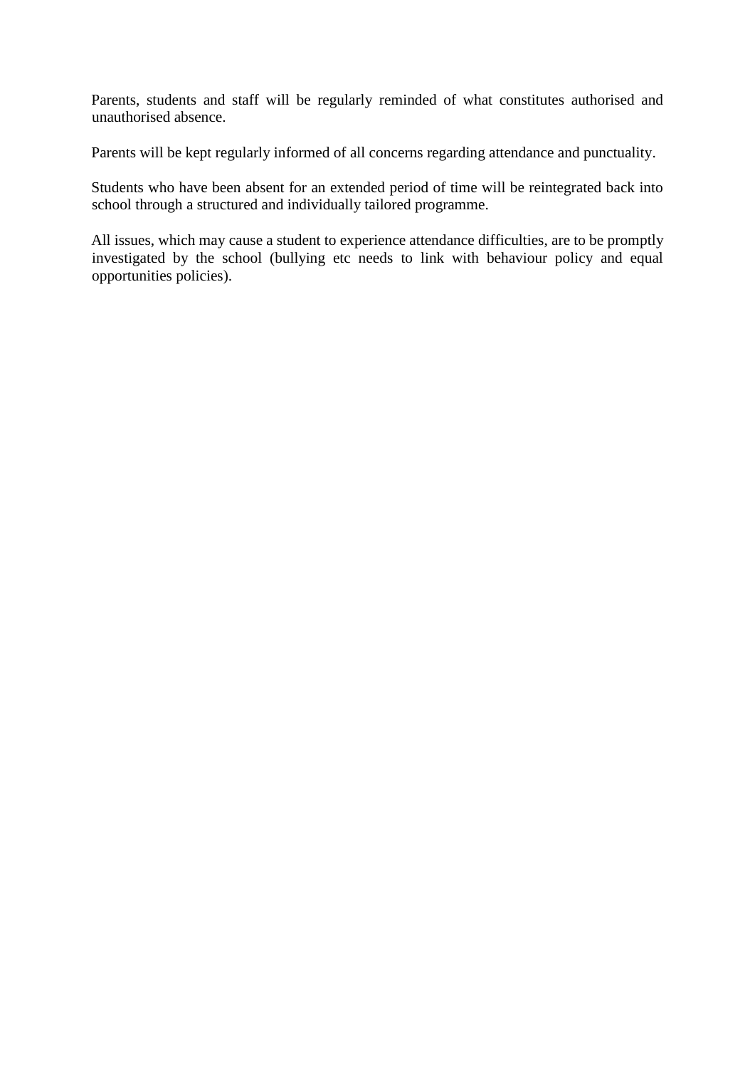Parents, students and staff will be regularly reminded of what constitutes authorised and unauthorised absence.

Parents will be kept regularly informed of all concerns regarding attendance and punctuality.

Students who have been absent for an extended period of time will be reintegrated back into school through a structured and individually tailored programme.

All issues, which may cause a student to experience attendance difficulties, are to be promptly investigated by the school (bullying etc needs to link with behaviour policy and equal opportunities policies).